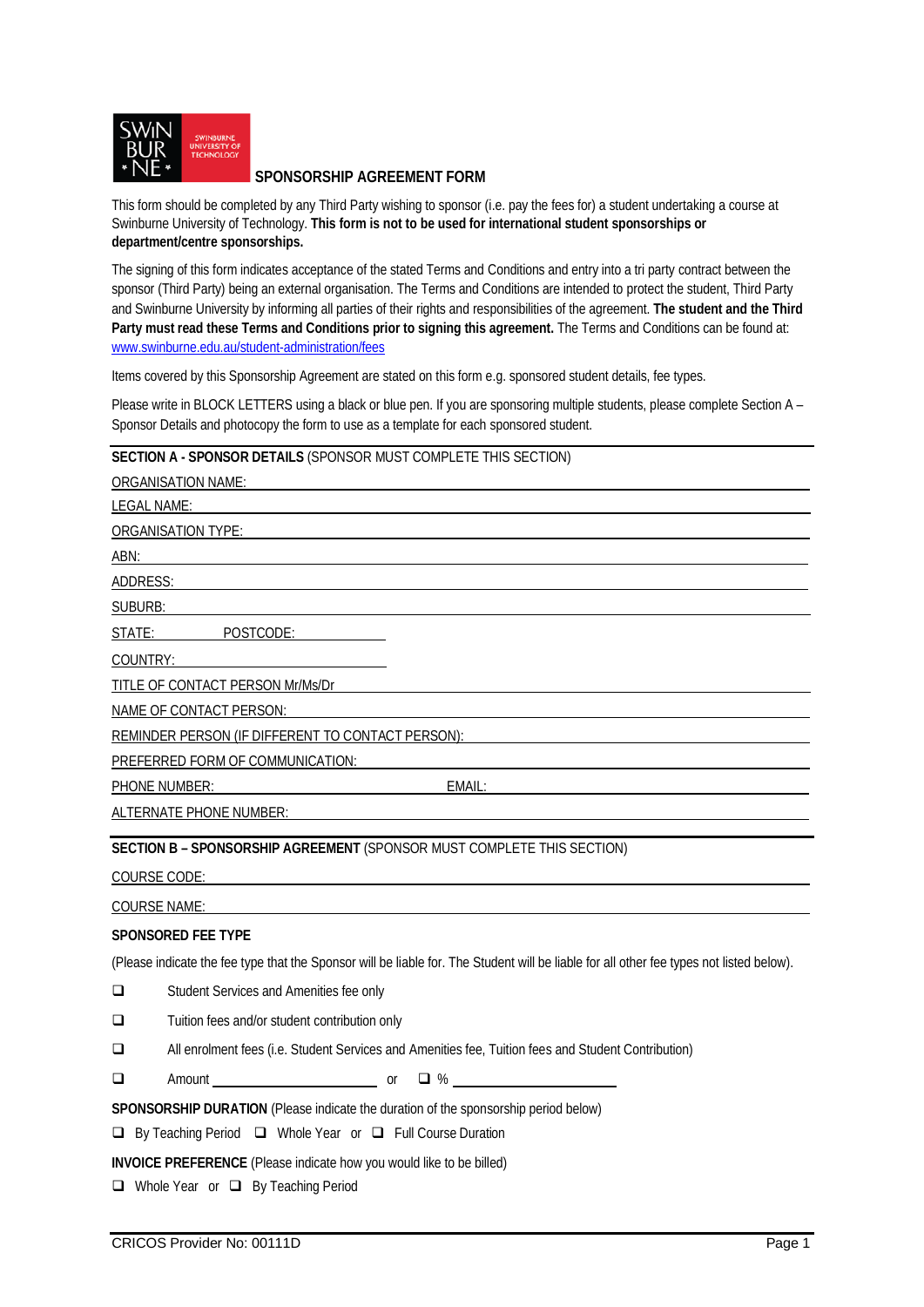# SPONSORSHIP AGREEMENT FORM

This form should be completed by any Third Party wishing to sponsor (i.e. pay the fees for) a student undertaking a course at Swinburne University of Technology. **This form is not to be used for international student sponsorships or department/centre sponsorships.**

The signing of this form indicates acceptance of the stated Terms and Conditions and entry into a tri party contract between the sponsor (Third Party) being an external organisation. The Terms and Conditions are intended to protect the student, Third Party and Swinburne University by informing all parties of their rights and responsibilities of the agreement. **The student and the Third Party must read these Terms and Conditions prior to signing this agreement.** The Terms and Conditions can be found at: www.swinburne.edu.au/student-administration/fees

Items covered by this Sponsorship Agreement are stated on this form e.g. sponsored student details, fee types.

Please write in BLOCK LETTERS using a black or blue pen. If you are sponsoring multiple students, please complete Section A – Sponsor Details and photocopy the form to use as a template for each sponsored student.

## SECTION A - SPONSOR DETAILS (SPONSOR MUST COMPLETE THIS SECTION)

ORGANISATION NAME: ______________________________

LEGAL NAME: ______________________________

ORGANISATION TYPE: ______________________________

ABN: ______________________________

ADDRESS: ______________________________

SUBURB: ______________________________

STATE: __________ POSTCODE: __________

COUNTRY: ______________________________

TITLE OF CONTACT PERSON Mr/Ms/Dr ______________________________

NAME OF CONTACT PERSON: ______________________________

REMINDER PERSON (IF DIFFERENT TO CONTACT PERSON): ______________________________

PREFERRED FORM OF COMMUNICATION: ______________________________

PHONE NUMBER: ______________________________ EMAIL: ______________________________

ALTERNATE PHONE NUMBER: ______________________________

## SECTION B – SPONSORSHIP AGREEMENT (SPONSOR MUST COMPLETE THIS SECTION)

COURSE CODE: ______________________________

COURSE NAME: ______________________________

**SPONSORED FEE TYPE**

(Please indicate the fee type that the Sponsor will be liable for. The Student will be liable for all other fee types not listed below).

- ❑ Student Services and Amenities fee only
- ❑ Tuition fees and/or student contribution only
- ❑ All enrolment fees (i.e. Student Services and Amenities fee, Tuition fees and Student Contribution)
- ❑ Amount ______________________ or ❑ % ______________________

**SPONSORSHIP DURATION** (Please indicate the duration of the sponsorship period below)

❑ By Teaching Period ❑ Whole Year or ❑ Full Course Duration

**INVOICE PREFERENCE** (Please indicate how you would like to be billed)

❑ Whole Year or ❑ By Teaching Period

CRICOS Provider No: 00111D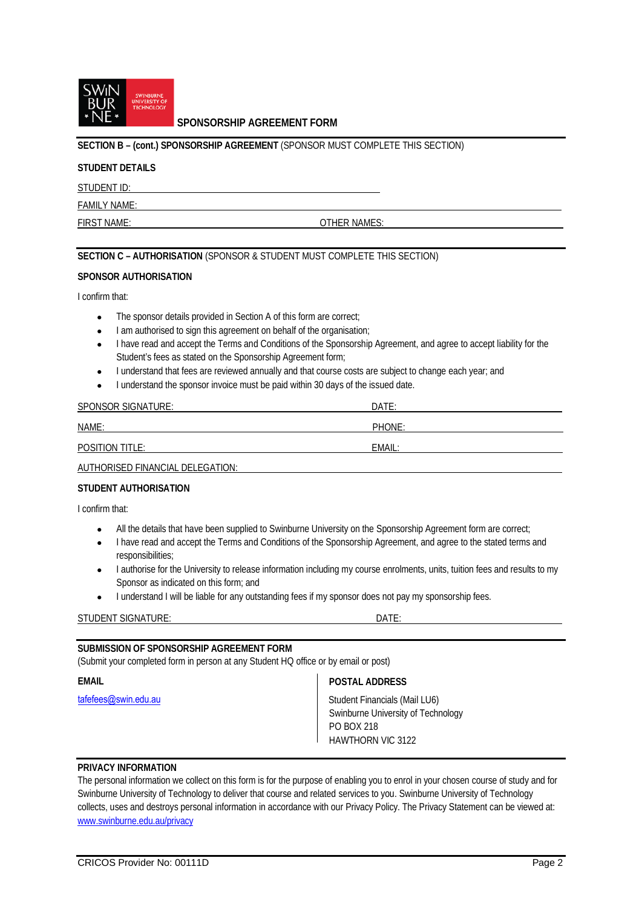# SPONSORSHIP AGREEMENT FORM

**SECTION B – (cont.) SPONSORSHIP AGREEMENT** (SPONSOR MUST COMPLETE THIS SECTION)

**STUDENT DETAILS**

STUDENT ID: ____________________

FAMILY NAME: ____________________

FIRST NAME: ____________________ OTHER NAMES: ____________________

**SECTION C – AUTHORISATION** (SPONSOR & STUDENT MUST COMPLETE THIS SECTION)

**SPONSOR AUTHORISATION**

I confirm that:

- The sponsor details provided in Section A of this form are correct;
- I am authorised to sign this agreement on behalf of the organisation;
- I have read and accept the Terms and Conditions of the Sponsorship Agreement, and agree to accept liability for the Student's fees as stated on the Sponsorship Agreement form;
- I understand that fees are reviewed annually and that course costs are subject to change each year; and
- I understand the sponsor invoice must be paid within 30 days of the issued date.

SPONSOR SIGNATURE: ____________________ DATE: ____________________

NAME: ____________________ PHONE: ____________________

POSITION TITLE: ____________________ EMAIL: ____________________

AUTHORISED FINANCIAL DELEGATION: ____________________

**STUDENT AUTHORISATION**

I confirm that:

- All the details that have been supplied to Swinburne University on the Sponsorship Agreement form are correct;
- I have read and accept the Terms and Conditions of the Sponsorship Agreement, and agree to the stated terms and responsibilities;
- I authorise for the University to release information including my course enrolments, units, tuition fees and results to my Sponsor as indicated on this form; and
- I understand I will be liable for any outstanding fees if my sponsor does not pay my sponsorship fees.

STUDENT SIGNATURE: ____________________ DATE: ____________________

**SUBMISSION OF SPONSORSHIP AGREEMENT FORM**

(Submit your completed form in person at any Student HQ office or by email or post)

**EMAIL**

tafefees@swin.edu.au

**POSTAL ADDRESS**

Student Financials (Mail LU6)
Swinburne University of Technology
PO BOX 218
HAWTHORN VIC 3122

**PRIVACY INFORMATION**

The personal information we collect on this form is for the purpose of enabling you to enrol in your chosen course of study and for Swinburne University of Technology to deliver that course and related services to you. Swinburne University of Technology collects, uses and destroys personal information in accordance with our Privacy Policy. The Privacy Statement can be viewed at: www.swinburne.edu.au/privacy

CRICOS Provider No: 00111D